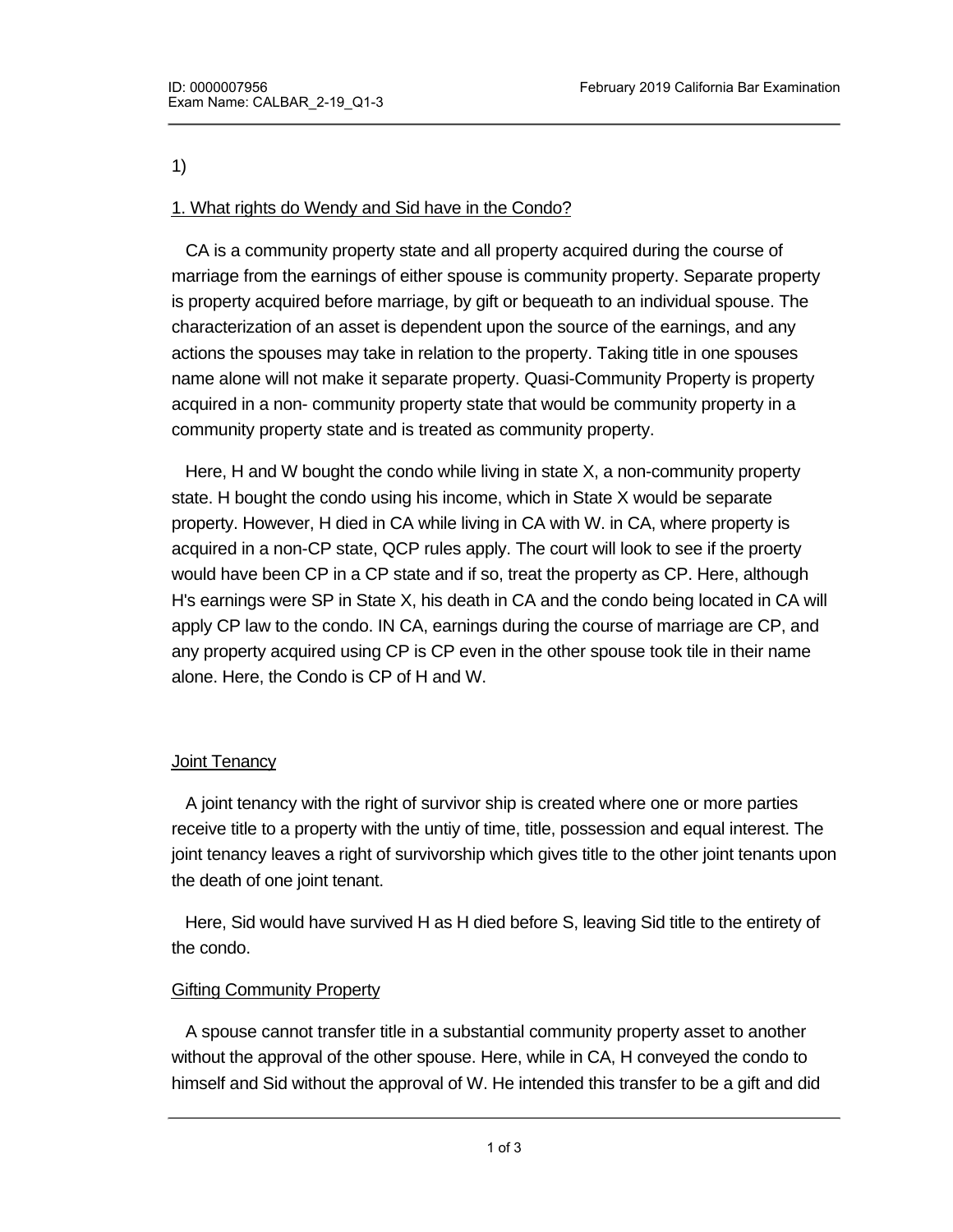1)

1. <u>What rights do Wendy and Sid have in the Condo?</u>

CA is a community property state and all property acquired during the course of marriage from the earnings of either spouse is community property. Separate property is property acquired before marriage, by gift or bequeath to an individual spouse. The characterization of an asset is dependent upon the source of the earnings, and any actions the spouses may take in relation to the property. Taking title in one spouses name alone will not make it separate property. Quasi-Community Property is property acquired in a non- community property state that would be community property in a community property state and is treated as community property.

Here, H and W bought the condo while living in state X, a non-community property state. H bought the condo using his income, which in State X would be separate property. However, H died in CA while living in CA with W. in CA, where property is acquired in a non-CP state, QCP rules apply. The court will look to see if the proerty would have been CP in a CP state and if so, treat the property as CP. Here, although H's earnings were SP in State X, his death in CA and the condo being located in CA will apply CP law to the condo. IN CA, earnings during the course of marriage are CP, and any property acquired using CP is CP even in the other spouse took tile in their name alone. Here, the Condo is CP of H and W.

<u>Joint Tenancy</u>

A joint tenancy with the right of survivor ship is created where one or more parties receive title to a property with the untiy of time, title, possession and equal interest. The joint tenancy leaves a right of survivorship which gives title to the other joint tenants upon the death of one joint tenant.

Here, Sid would have survived H as H died before S, leaving Sid title to the entirety of the condo.

<u>Gifting Community Property</u>

A spouse cannot transfer title in a substantial community property asset to another without the approval of the other spouse. Here, while in CA, H conveyed the condo to himself and Sid without the approval of W. He intended this transfer to be a gift and did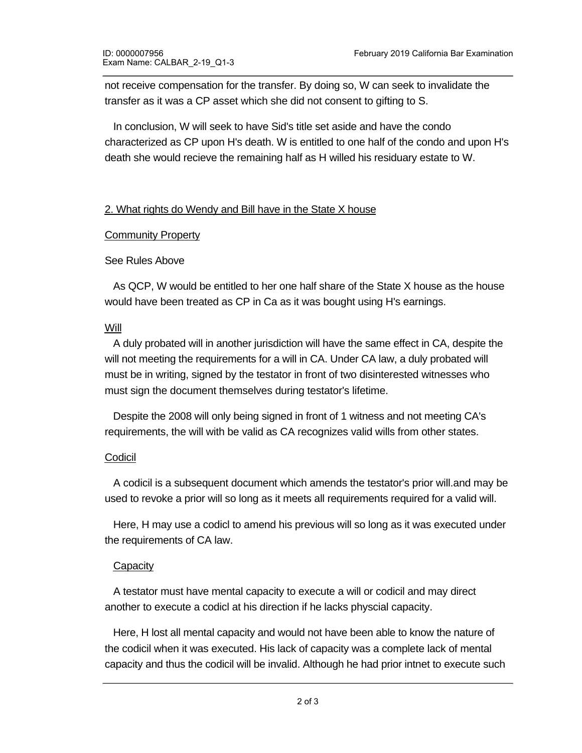not receive compensation for the transfer. By doing so, W can seek to invalidate the transfer as it was a CP asset which she did not consent to gifting to S.

In conclusion, W will seek to have Sid's title set aside and have the condo characterized as CP upon H's death. W is entitled to one half of the condo and upon H's death she would recieve the remaining half as H willed his residuary estate to W.

<u>2. What rights do Wendy and Bill have in the State X house</u>

<u>Community Property</u>

See Rules Above

As QCP, W would be entitled to her one half share of the State X house as the house would have been treated as CP in Ca as it was bought using H's earnings.

<u>Will</u>

A duly probated will in another jurisdiction will have the same effect in CA, despite the will not meeting the requirements for a will in CA. Under CA law, a duly probated will must be in writing, signed by the testator in front of two disinterested witnesses who must sign the document themselves during testator's lifetime.

Despite the 2008 will only being signed in front of 1 witness and not meeting CA's requirements, the will with be valid as CA recognizes valid wills from other states.

<u>Codicil</u>

A codicil is a subsequent document which amends the testator's prior will.and may be used to revoke a prior will so long as it meets all requirements required for a valid will.

Here, H may use a codicl to amend his previous will so long as it was executed under the requirements of CA law.

<u>Capacity</u>

A testator must have mental capacity to execute a will or codicil and may direct another to execute a codicl at his direction if he lacks physcial capacity.

Here, H lost all mental capacity and would not have been able to know the nature of the codicil when it was executed. His lack of capacity was a complete lack of mental capacity and thus the codicil will be invalid. Although he had prior intnet to execute such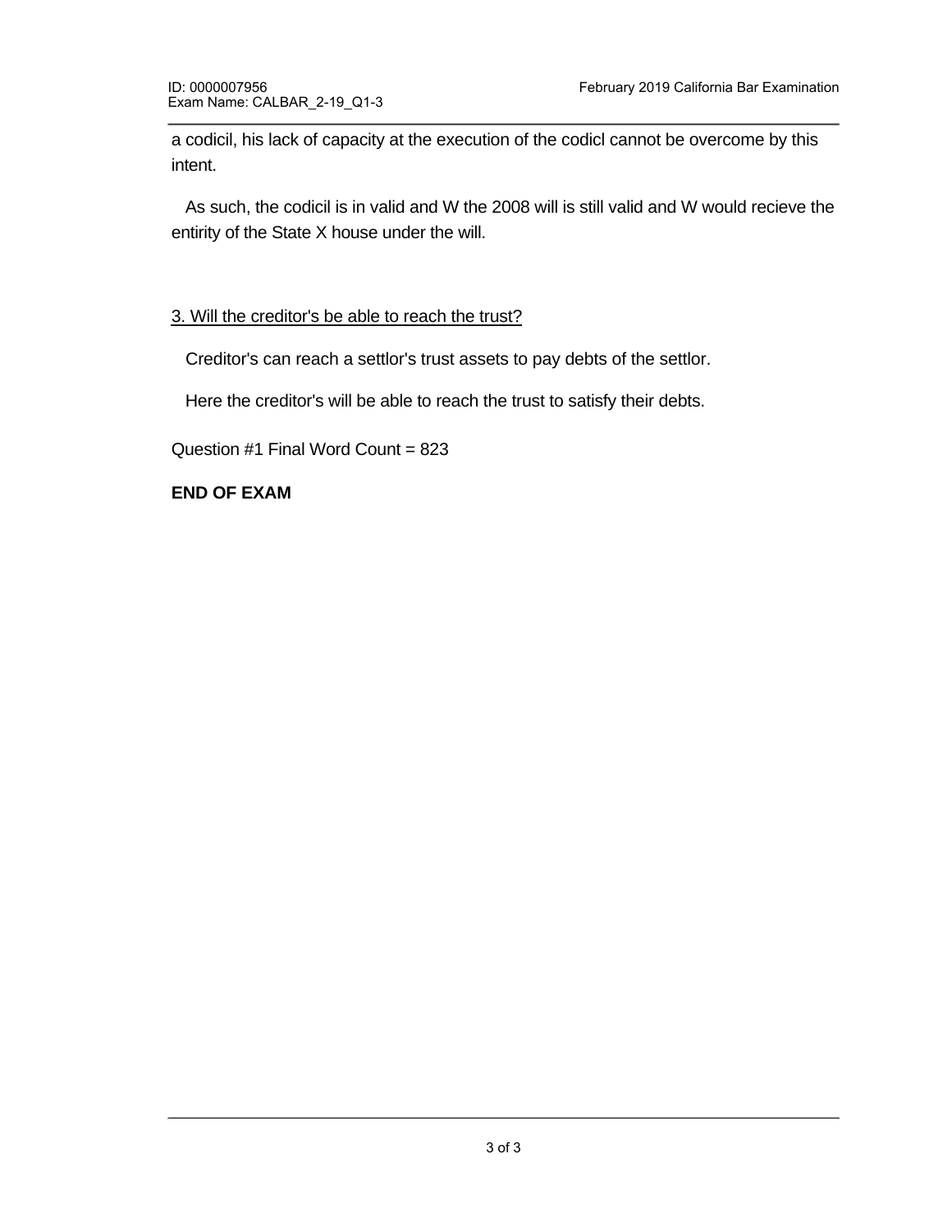a codicil, his lack of capacity at the execution of the codicl cannot be overcome by this intent.

As such, the codicil is in valid and W the 2008 will is still valid and W would recieve the entirity of the State X house under the will.

<u>3. Will the creditor's be able to reach the trust?</u>

Creditor's can reach a settlor's trust assets to pay debts of the settlor.

Here the creditor's will be able to reach the trust to satisfy their debts.

Question #1 Final Word Count = 823

**END OF EXAM**